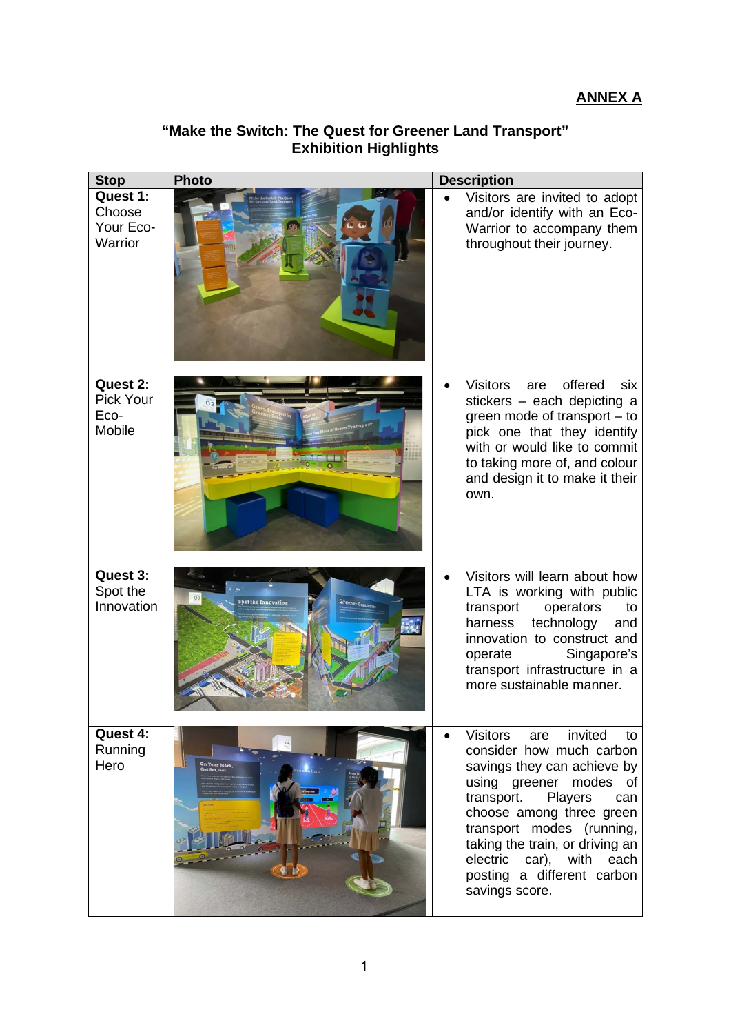**ANNEX A**

## "Make the Switch: The Quest for Greener Land Transport" Exhibition Highlights

| Stop | Photo | Description |
| --- | --- | --- |
| **Quest 1:** Choose Your Eco-Warrior | | • Visitors are invited to adopt and/or identify with an Eco-Warrior to accompany them throughout their journey. |
| **Quest 2:** Pick Your Eco-Mobile | | • Visitors are offered six stickers – each depicting a green mode of transport – to pick one that they identify with or would like to commit to taking more of, and colour and design it to make it their own. |
| **Quest 3:** Spot the Innovation | | • Visitors will learn about how LTA is working with public transport operators to harness technology and innovation to construct and operate Singapore's transport infrastructure in a more sustainable manner. |
| **Quest 4:** Running Hero | | • Visitors are invited to consider how much carbon savings they can achieve by using greener modes of transport. Players can choose among three green transport modes (running, taking the train, or driving an electric car), with each posting a different carbon savings score. |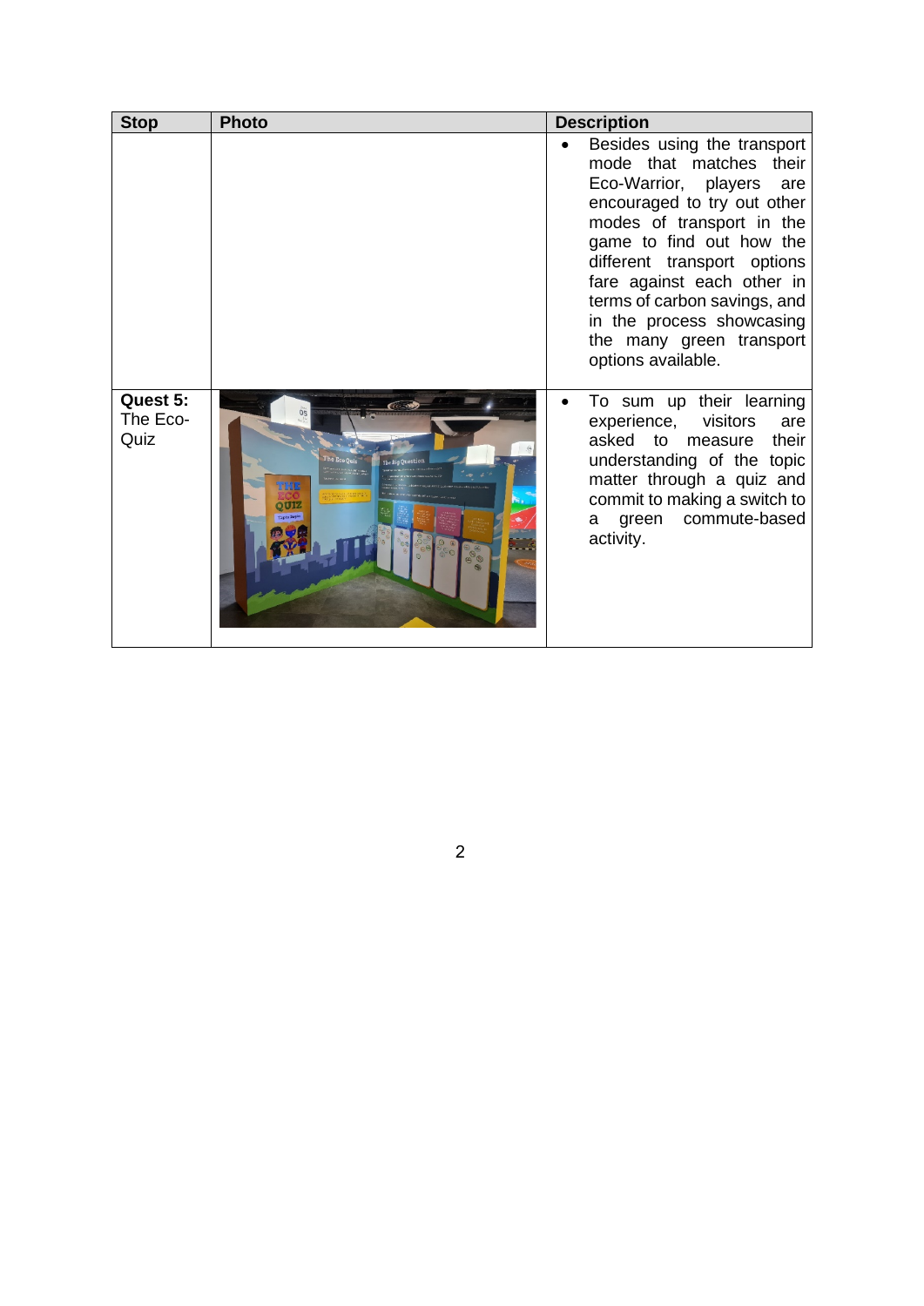| Stop | Photo | Description |
|---|---|---|
| | | • Besides using the transport mode that matches their Eco-Warrior, players are encouraged to try out other modes of transport in the game to find out how the different transport options fare against each other in terms of carbon savings, and in the process showcasing the many green transport options available. |
| **Quest 5:** The Eco-Quiz | | • To sum up their learning experience, visitors are asked to measure their understanding of the topic matter through a quiz and commit to making a switch to a green commute-based activity. |